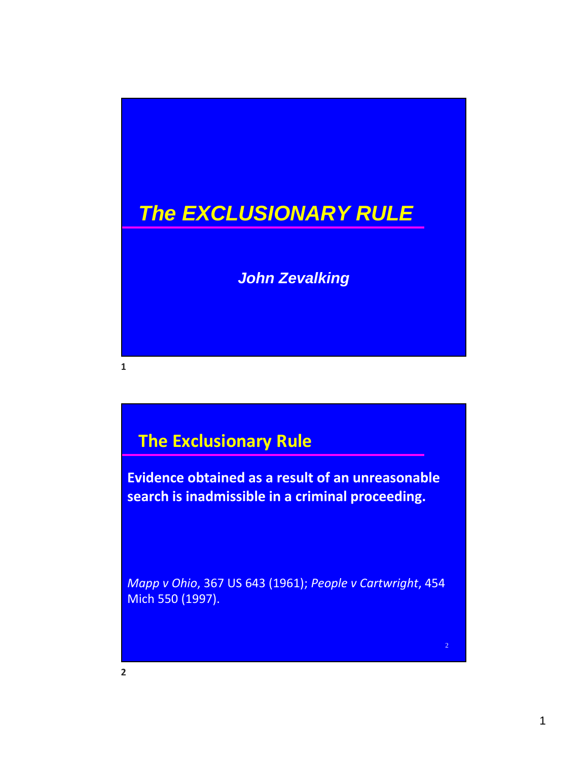# The EXCLUSIONARY RULE

***John Zevalking***

## The Exclusionary Rule

**Evidence obtained as a result of an unreasonable search is inadmissible in a criminal proceeding.**

*Mapp v Ohio*, 367 US 643 (1961); *People v Cartwright*, 454 Mich 550 (1997).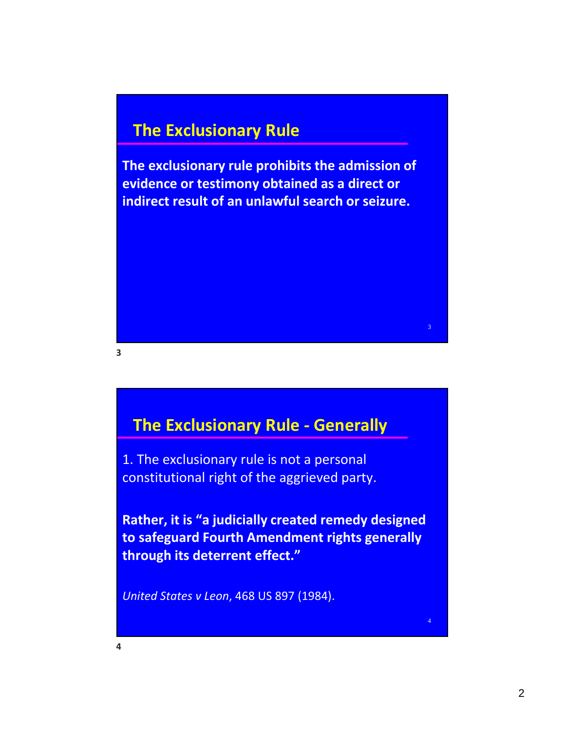## The Exclusionary Rule

**The exclusionary rule prohibits the admission of evidence or testimony obtained as a direct or indirect result of an unlawful search or seizure.**

## The Exclusionary Rule - Generally

1. The exclusionary rule is not a personal constitutional right of the aggrieved party.

**Rather, it is "a judicially created remedy designed to safeguard Fourth Amendment rights generally through its deterrent effect."**

*United States v Leon*, 468 US 897 (1984).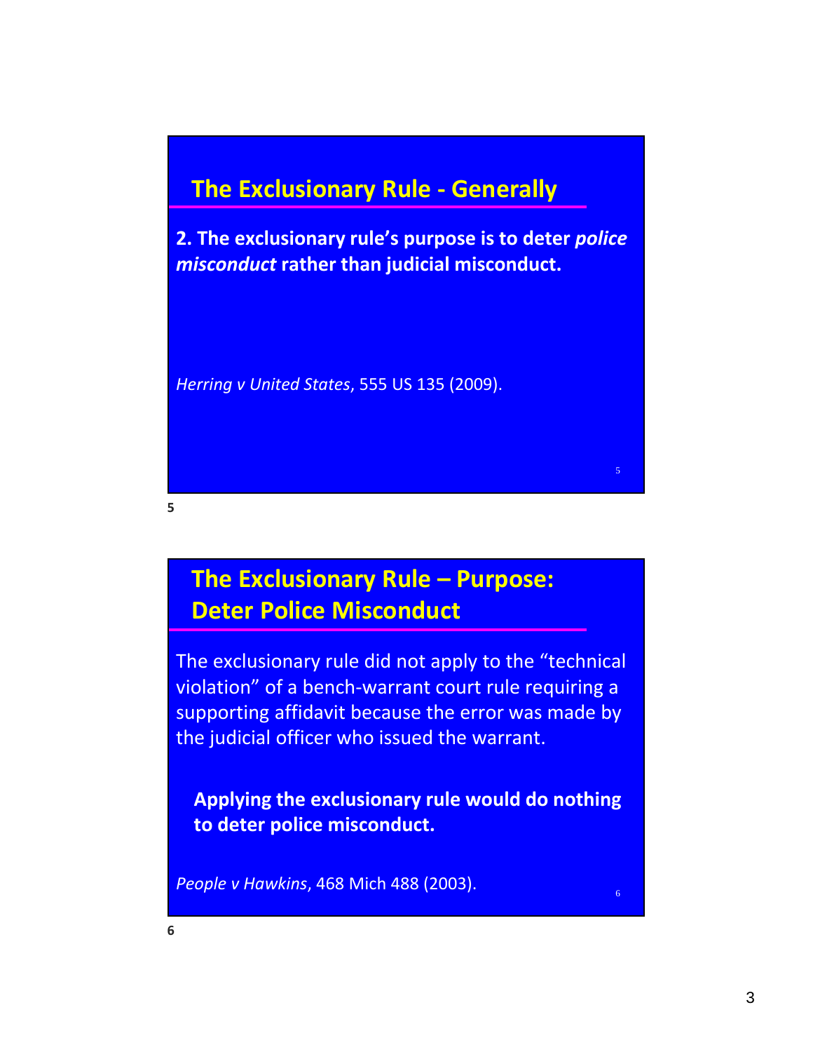## The Exclusionary Rule - Generally

**2. The exclusionary rule's purpose is to deter *police misconduct* rather than judicial misconduct.**

*Herring v United States*, 555 US 135 (2009).

## The Exclusionary Rule – Purpose: Deter Police Misconduct

The exclusionary rule did not apply to the "technical violation" of a bench-warrant court rule requiring a supporting affidavit because the error was made by the judicial officer who issued the warrant.

**Applying the exclusionary rule would do nothing to deter police misconduct.**

*People v Hawkins*, 468 Mich 488 (2003).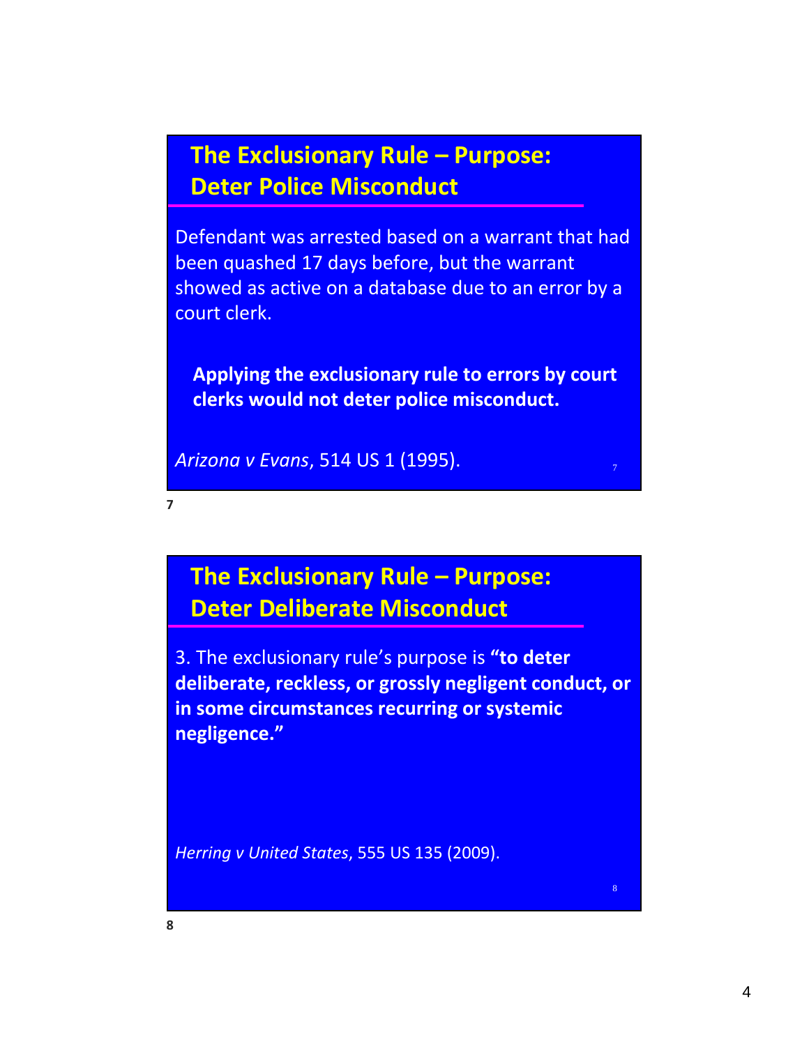## The Exclusionary Rule – Purpose: Deter Police Misconduct

Defendant was arrested based on a warrant that had been quashed 17 days before, but the warrant showed as active on a database due to an error by a court clerk.

**Applying the exclusionary rule to errors by court clerks would not deter police misconduct.**

*Arizona v Evans*, 514 US 1 (1995).

## The Exclusionary Rule – Purpose: Deter Deliberate Misconduct

3. The exclusionary rule's purpose is **"to deter deliberate, reckless, or grossly negligent conduct, or in some circumstances recurring or systemic negligence."**

*Herring v United States*, 555 US 135 (2009).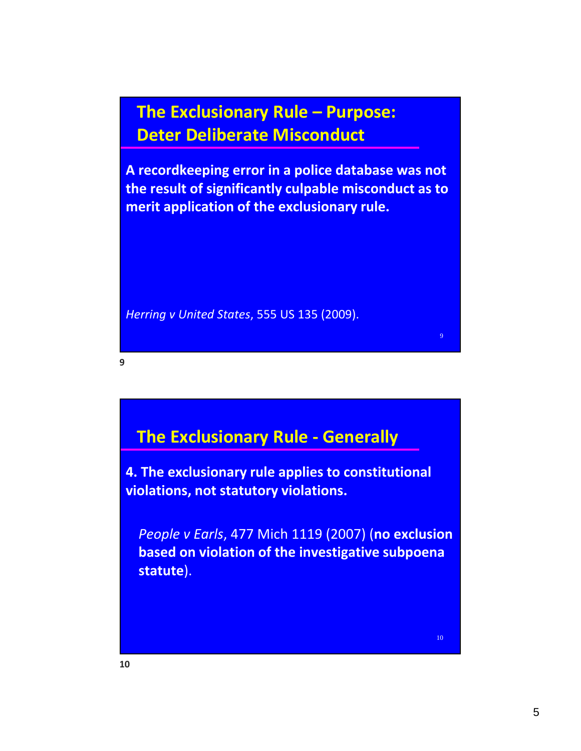## The Exclusionary Rule – Purpose: Deter Deliberate Misconduct

**A recordkeeping error in a police database was not the result of significantly culpable misconduct as to merit application of the exclusionary rule.**

*Herring v United States*, 555 US 135 (2009).

## The Exclusionary Rule - Generally

**4. The exclusionary rule applies to constitutional violations, not statutory violations.**

*People v Earls*, 477 Mich 1119 (2007) (**no exclusion based on violation of the investigative subpoena statute**).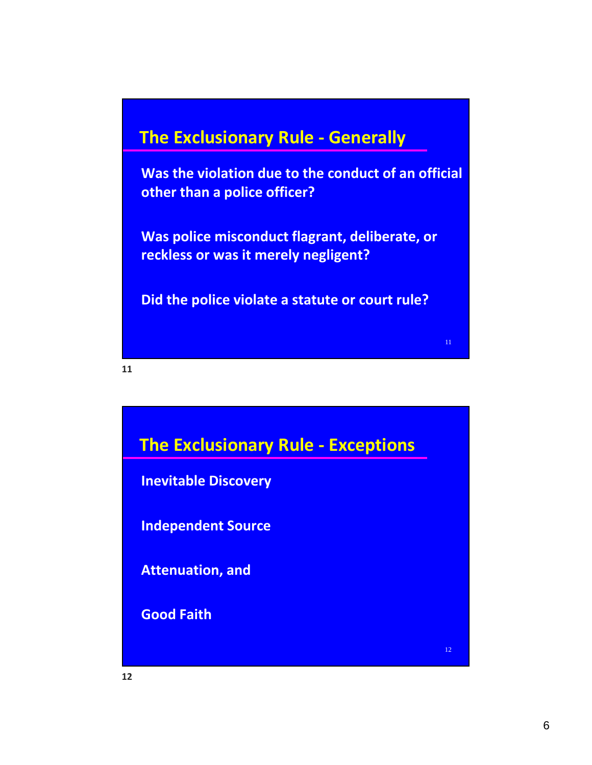## The Exclusionary Rule - Generally

**Was the violation due to the conduct of an official other than a police officer?**

**Was police misconduct flagrant, deliberate, or reckless or was it merely negligent?**

**Did the police violate a statute or court rule?**

## The Exclusionary Rule - Exceptions

**Inevitable Discovery**

**Independent Source**

**Attenuation, and**

**Good Faith**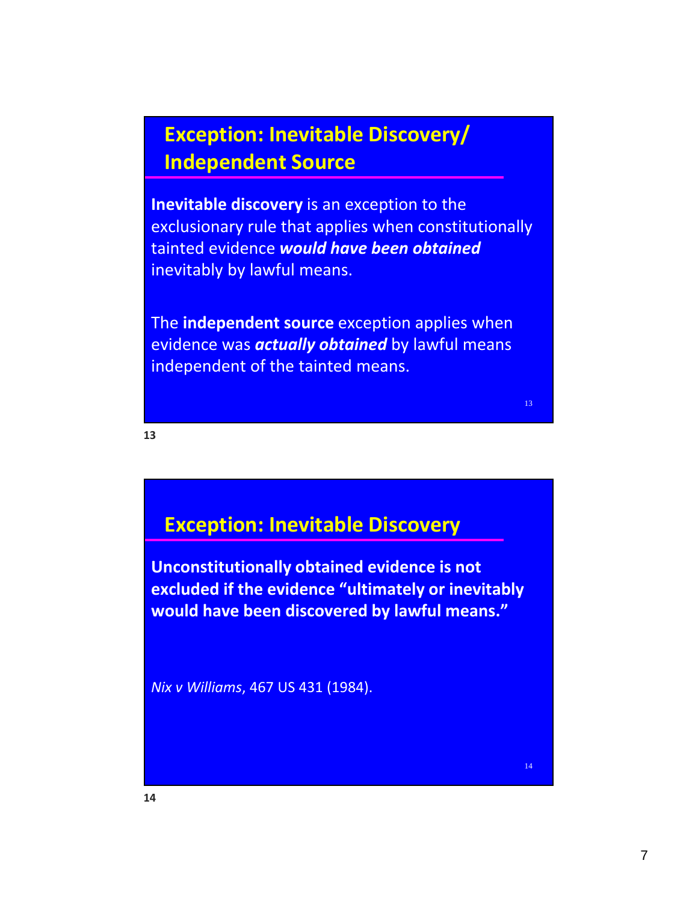## Exception: Inevitable Discovery/ Independent Source

**Inevitable discovery** is an exception to the exclusionary rule that applies when constitutionally tainted evidence ***would have been obtained*** inevitably by lawful means.

The **independent source** exception applies when evidence was ***actually obtained*** by lawful means independent of the tainted means.

## Exception: Inevitable Discovery

**Unconstitutionally obtained evidence is not excluded if the evidence "ultimately or inevitably would have been discovered by lawful means."**

*Nix v Williams*, 467 US 431 (1984).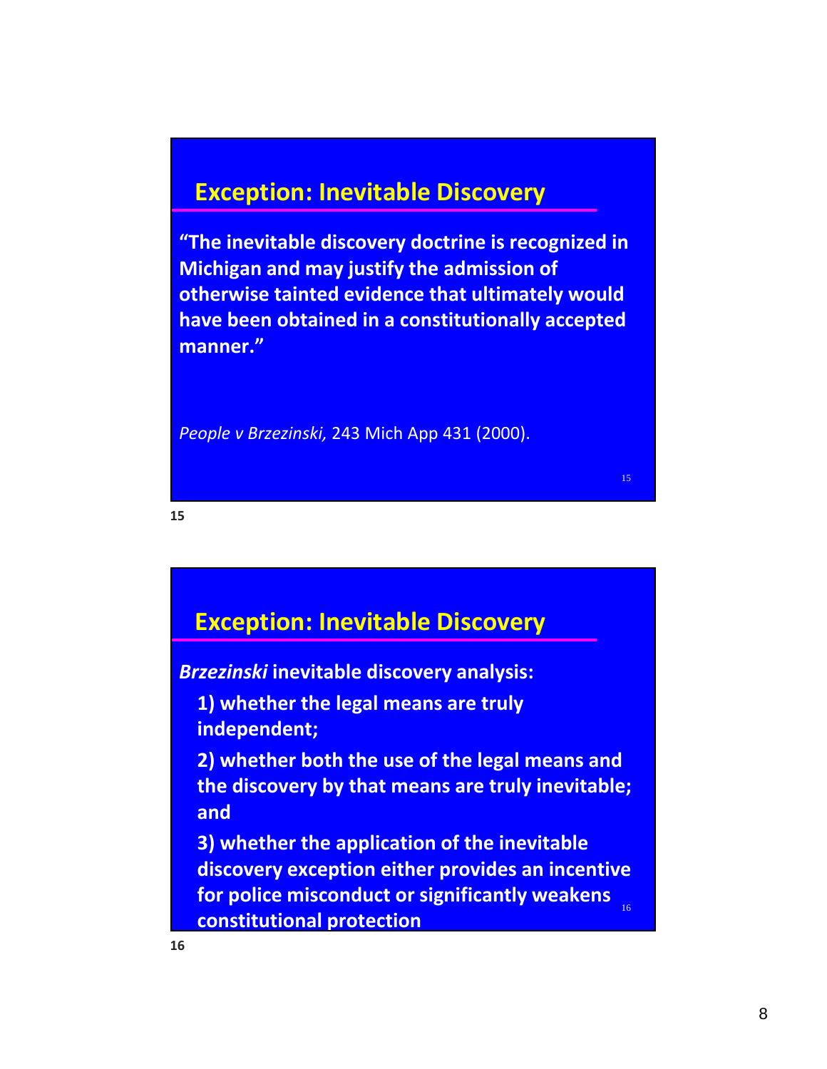## Exception: Inevitable Discovery

**"The inevitable discovery doctrine is recognized in Michigan and may justify the admission of otherwise tainted evidence that ultimately would have been obtained in a constitutionally accepted manner."**

*People v Brzezinski,* 243 Mich App 431 (2000).

## Exception: Inevitable Discovery

***Brzezinski* inevitable discovery analysis:**

1. **whether the legal means are truly independent;**
2. **whether both the use of the legal means and the discovery by that means are truly inevitable; and**
3. **whether the application of the inevitable discovery exception either provides an incentive for police misconduct or significantly weakens constitutional protection**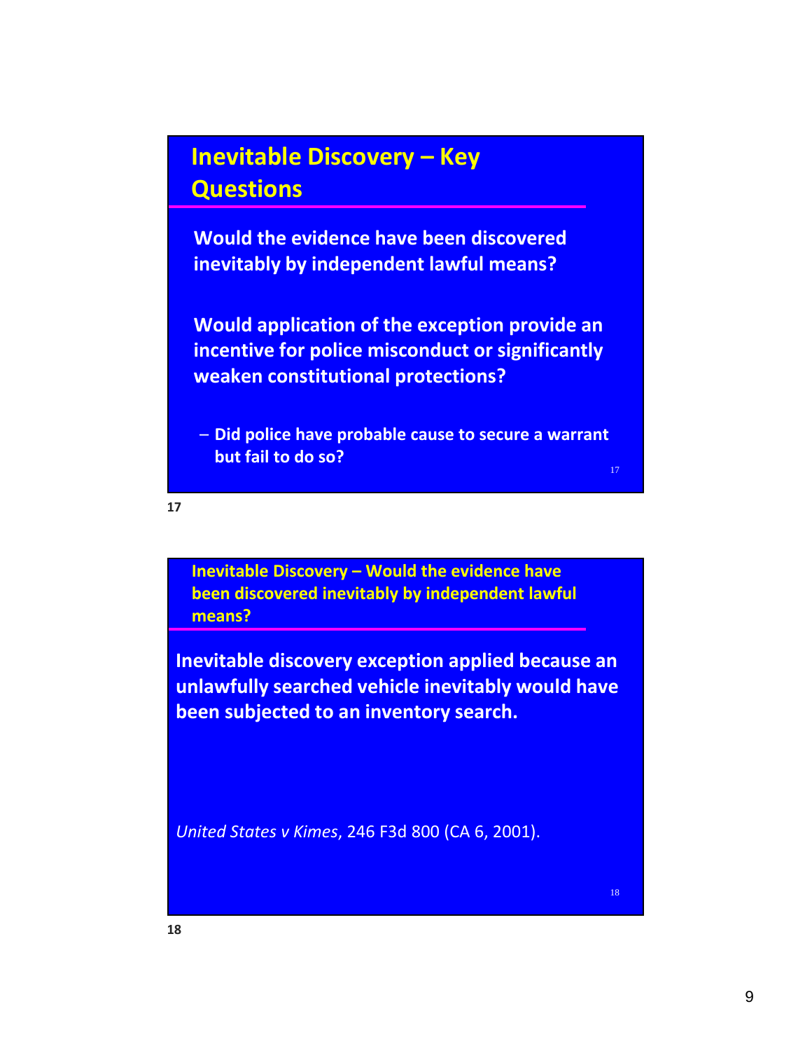## Inevitable Discovery – Key Questions

**Would the evidence have been discovered inevitably by independent lawful means?**

**Would application of the exception provide an incentive for police misconduct or significantly weaken constitutional protections?**

- **Did police have probable cause to secure a warrant but fail to do so?**

## Inevitable Discovery – Would the evidence have been discovered inevitably by independent lawful means?

**Inevitable discovery exception applied because an unlawfully searched vehicle inevitably would have been subjected to an inventory search.**

*United States v Kimes*, 246 F3d 800 (CA 6, 2001).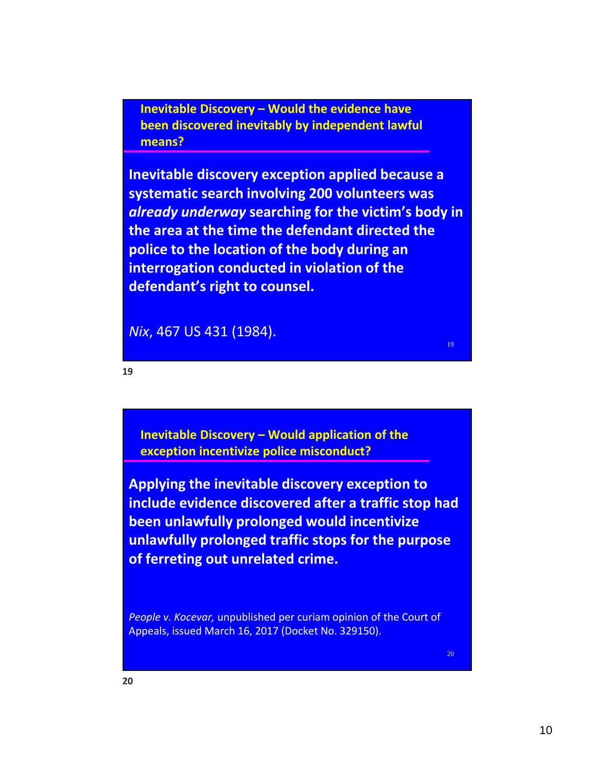## Inevitable Discovery – Would the evidence have been discovered inevitably by independent lawful means?

**Inevitable discovery exception applied because a systematic search involving 200 volunteers was *already underway* searching for the victim's body in the area at the time the defendant directed the police to the location of the body during an interrogation conducted in violation of the defendant's right to counsel.**

*Nix*, 467 US 431 (1984).

## Inevitable Discovery – Would application of the exception incentivize police misconduct?

**Applying the inevitable discovery exception to include evidence discovered after a traffic stop had been unlawfully prolonged would incentivize unlawfully prolonged traffic stops for the purpose of ferreting out unrelated crime.**

*People v. Kocevar,* unpublished per curiam opinion of the Court of Appeals, issued March 16, 2017 (Docket No. 329150).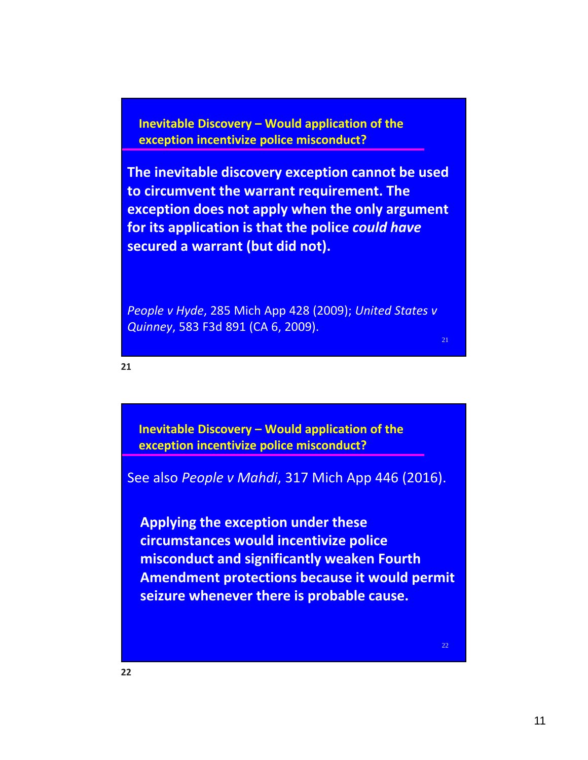## Inevitable Discovery – Would application of the exception incentivize police misconduct?

**The inevitable discovery exception cannot be used to circumvent the warrant requirement. The exception does not apply when the only argument for its application is that the police *could have* secured a warrant (but did not).**

*People v Hyde*, 285 Mich App 428 (2009); *United States v Quinney*, 583 F3d 891 (CA 6, 2009).

## Inevitable Discovery – Would application of the exception incentivize police misconduct?

See also *People v Mahdi*, 317 Mich App 446 (2016).

> **Applying the exception under these circumstances would incentivize police misconduct and significantly weaken Fourth Amendment protections because it would permit seizure whenever there is probable cause.**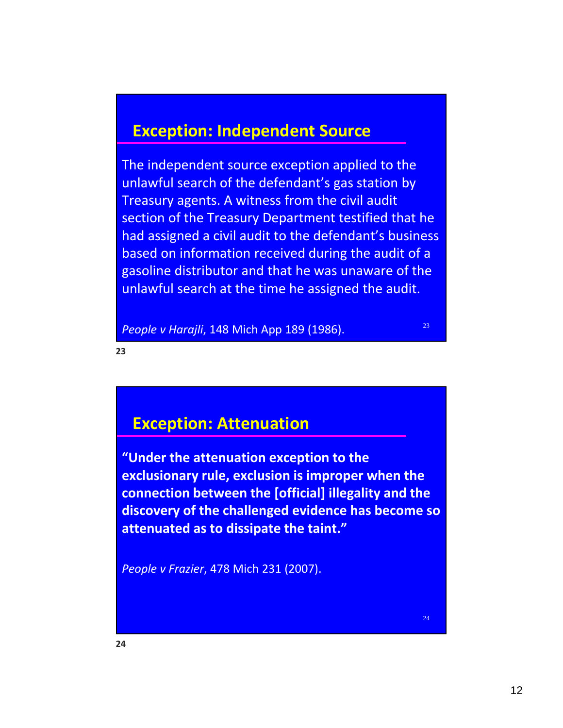## Exception: Independent Source

The independent source exception applied to the unlawful search of the defendant's gas station by Treasury agents. A witness from the civil audit section of the Treasury Department testified that he had assigned a civil audit to the defendant's business based on information received during the audit of a gasoline distributor and that he was unaware of the unlawful search at the time he assigned the audit.

*People v Harajli*, 148 Mich App 189 (1986).

## Exception: Attenuation

**"Under the attenuation exception to the exclusionary rule, exclusion is improper when the connection between the [official] illegality and the discovery of the challenged evidence has become so attenuated as to dissipate the taint."**

*People v Frazier*, 478 Mich 231 (2007).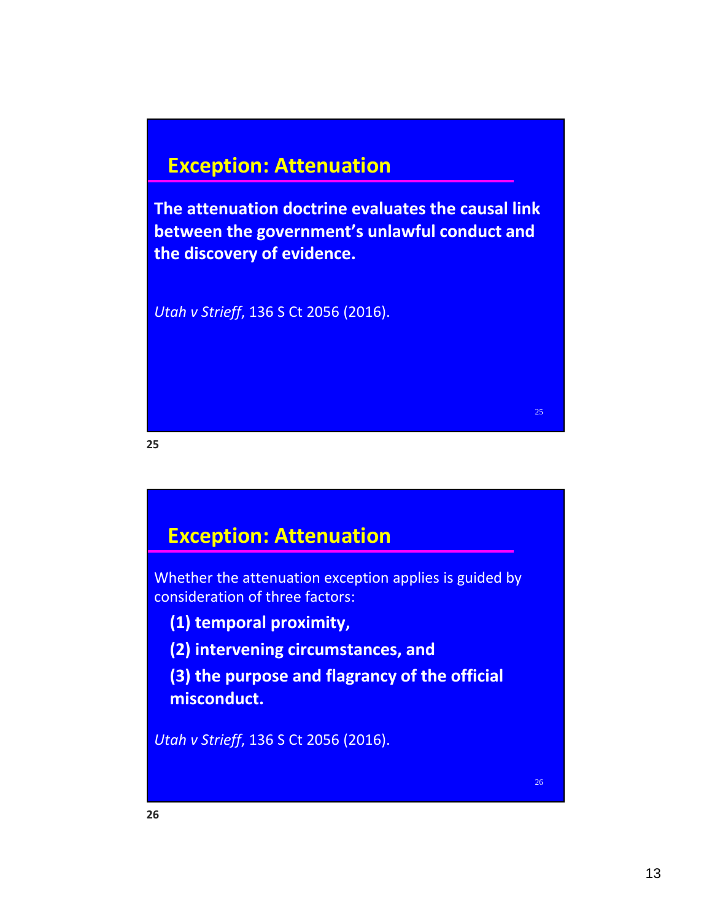## Exception: Attenuation

**The attenuation doctrine evaluates the causal link between the government's unlawful conduct and the discovery of evidence.**

*Utah v Strieff*, 136 S Ct 2056 (2016).

## Exception: Attenuation

Whether the attenuation exception applies is guided by consideration of three factors:

**(1) temporal proximity,**

**(2) intervening circumstances, and**

**(3) the purpose and flagrancy of the official misconduct.**

*Utah v Strieff*, 136 S Ct 2056 (2016).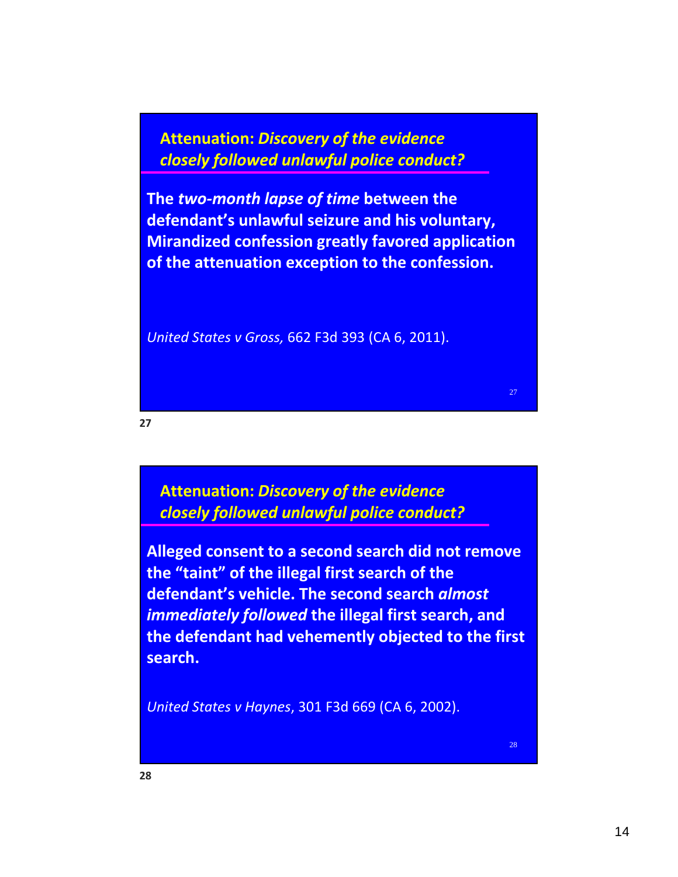## Attenuation: *Discovery of the evidence closely followed unlawful police conduct?*

**The *two-month lapse of time* between the defendant's unlawful seizure and his voluntary, Mirandized confession greatly favored application of the attenuation exception to the confession.**

*United States v Gross,* 662 F3d 393 (CA 6, 2011).

## Attenuation: *Discovery of the evidence closely followed unlawful police conduct?*

**Alleged consent to a second search did not remove the "taint" of the illegal first search of the defendant's vehicle. The second search *almost immediately followed* the illegal first search, and the defendant had vehemently objected to the first search.**

*United States v Haynes*, 301 F3d 669 (CA 6, 2002).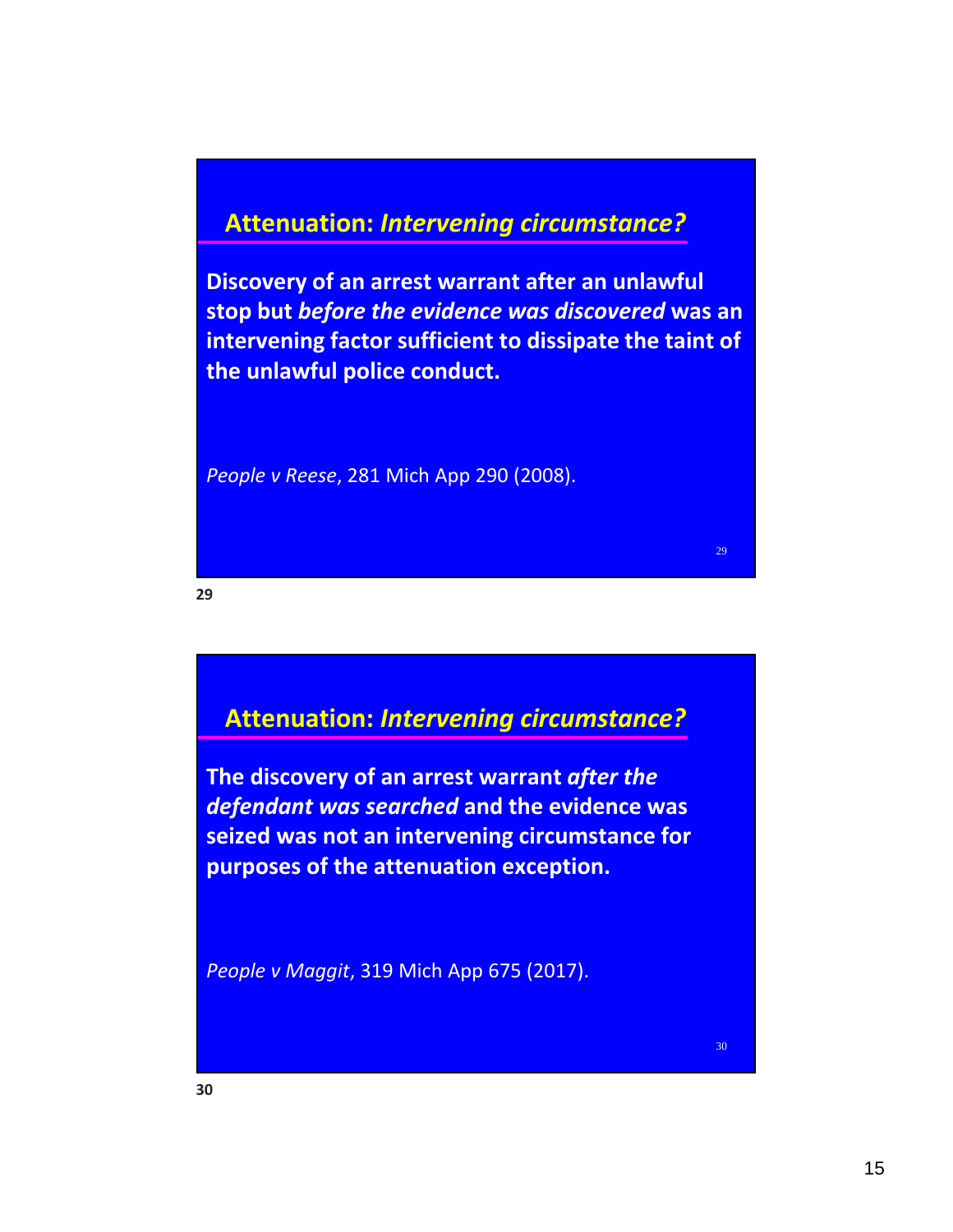## Attenuation: *Intervening circumstance?*

**Discovery of an arrest warrant after an unlawful stop but *before the evidence was discovered* was an intervening factor sufficient to dissipate the taint of the unlawful police conduct.**

*People v Reese*, 281 Mich App 290 (2008).

## Attenuation: *Intervening circumstance?*

**The discovery of an arrest warrant *after the defendant was searched* and the evidence was seized was not an intervening circumstance for purposes of the attenuation exception.**

*People v Maggit*, 319 Mich App 675 (2017).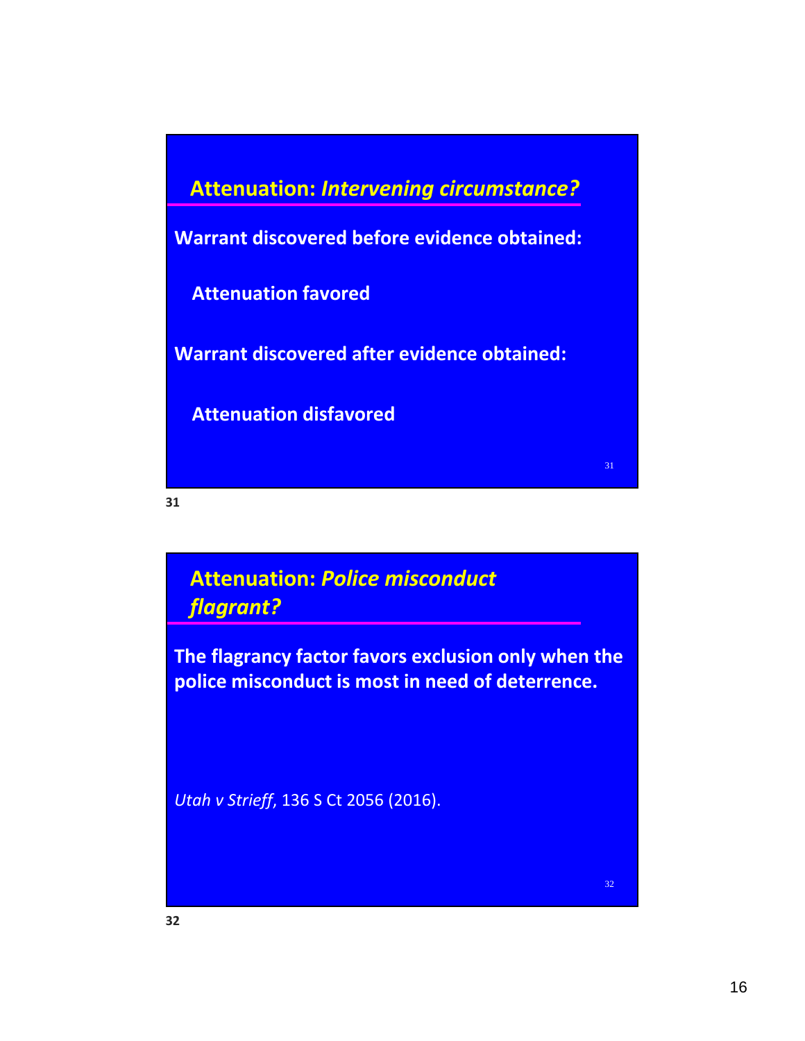## Attenuation: *Intervening circumstance?*

**Warrant discovered before evidence obtained:**

**Attenuation favored**

**Warrant discovered after evidence obtained:**

**Attenuation disfavored**

## Attenuation: *Police misconduct flagrant?*

**The flagrancy factor favors exclusion only when the police misconduct is most in need of deterrence.**

*Utah v Strieff*, 136 S Ct 2056 (2016).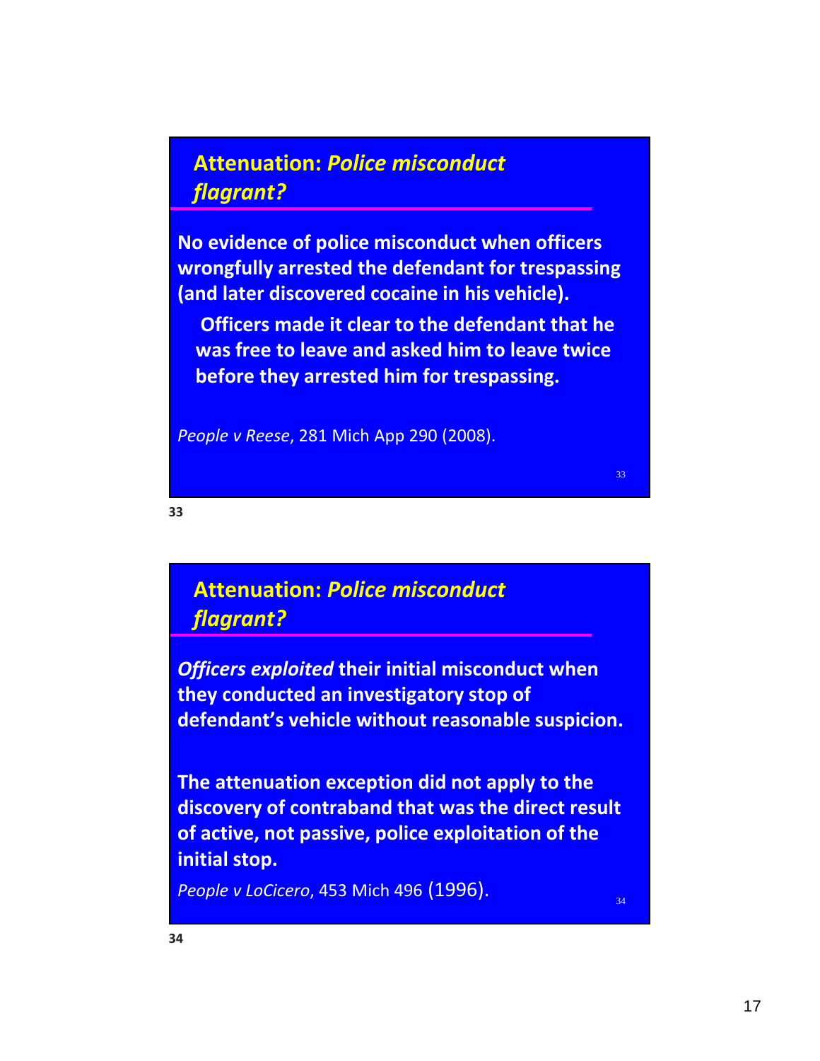## Attenuation: *Police misconduct flagrant?*

**No evidence of police misconduct when officers wrongfully arrested the defendant for trespassing (and later discovered cocaine in his vehicle).**

**Officers made it clear to the defendant that he was free to leave and asked him to leave twice before they arrested him for trespassing.**

*People v Reese*, 281 Mich App 290 (2008).

## Attenuation: *Police misconduct flagrant?*

***Officers exploited* their initial misconduct when they conducted an investigatory stop of defendant's vehicle without reasonable suspicion.**

**The attenuation exception did not apply to the discovery of contraband that was the direct result of active, not passive, police exploitation of the initial stop.**

*People v LoCicero*, 453 Mich 496 (1996).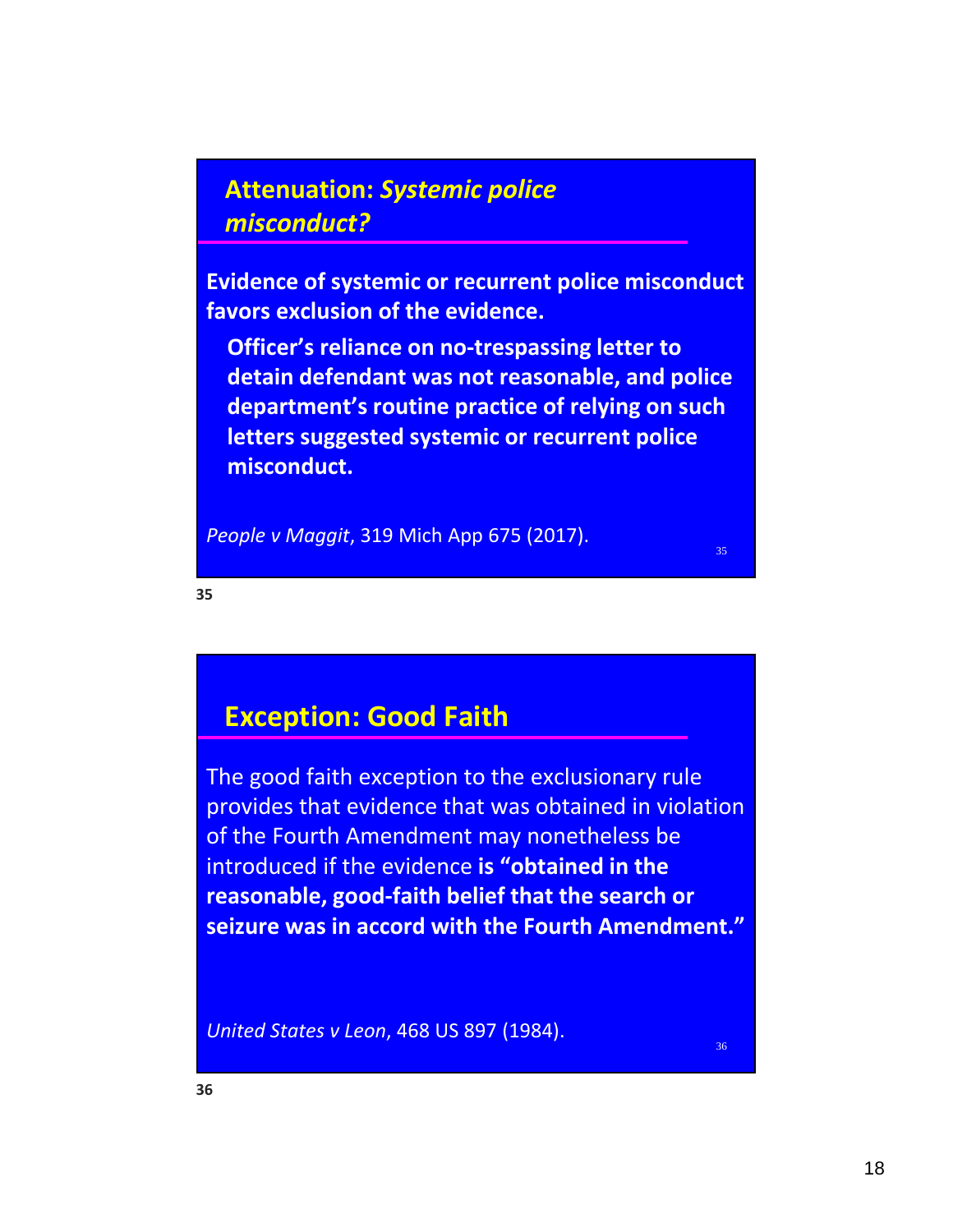## Attenuation: *Systemic police misconduct?*

**Evidence of systemic or recurrent police misconduct favors exclusion of the evidence.**

**Officer's reliance on no-trespassing letter to detain defendant was not reasonable, and police department's routine practice of relying on such letters suggested systemic or recurrent police misconduct.**

*People v Maggit*, 319 Mich App 675 (2017).

## Exception: Good Faith

The good faith exception to the exclusionary rule provides that evidence that was obtained in violation of the Fourth Amendment may nonetheless be introduced if the evidence **is "obtained in the reasonable, good-faith belief that the search or seizure was in accord with the Fourth Amendment."**

*United States v Leon*, 468 US 897 (1984).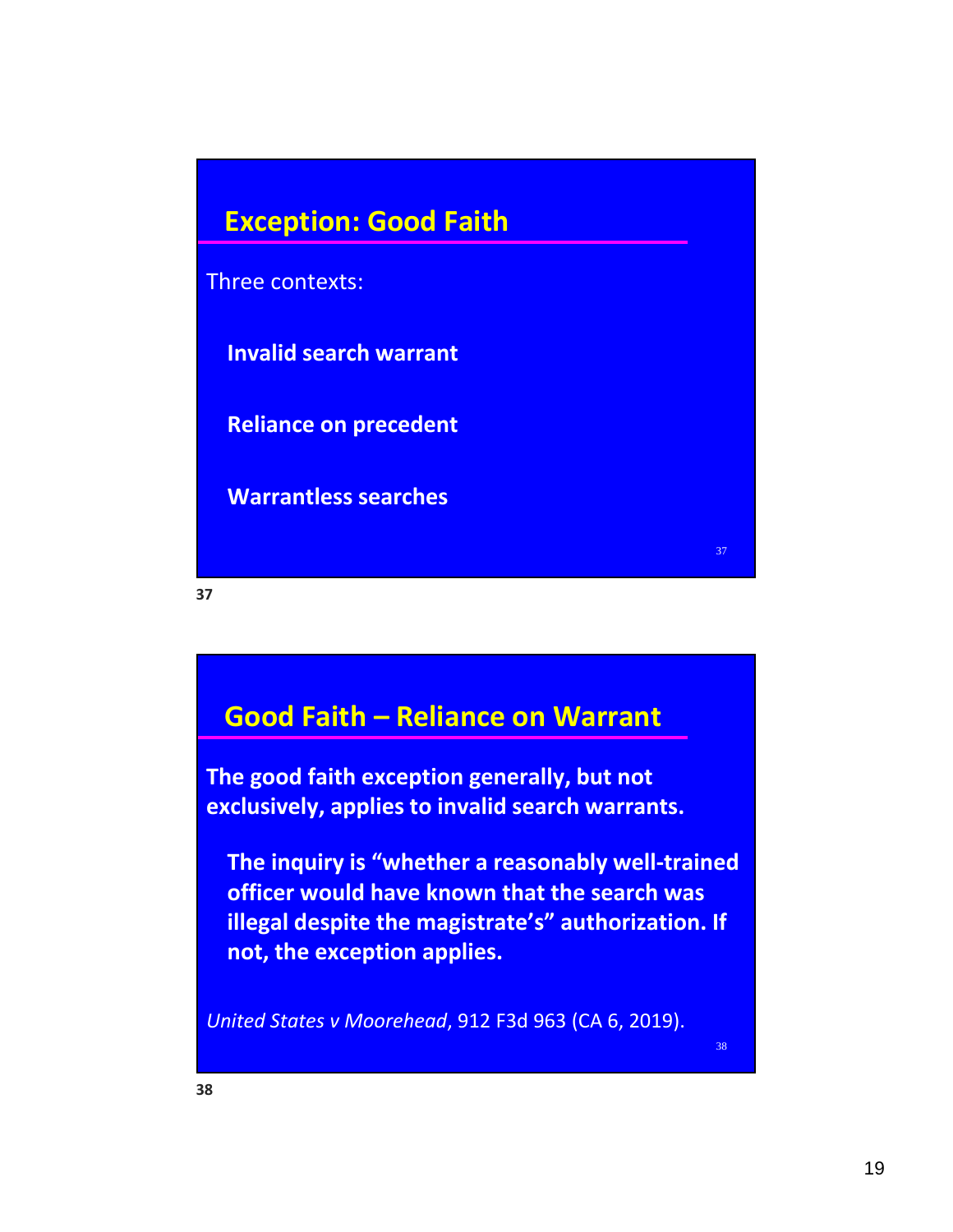## Exception: Good Faith

Three contexts:

- **Invalid search warrant**
- **Reliance on precedent**
- **Warrantless searches**

## Good Faith – Reliance on Warrant

**The good faith exception generally, but not exclusively, applies to invalid search warrants.**

- **The inquiry is "whether a reasonably well-trained officer would have known that the search was illegal despite the magistrate's" authorization. If not, the exception applies.**

*United States v Moorehead*, 912 F3d 963 (CA 6, 2019).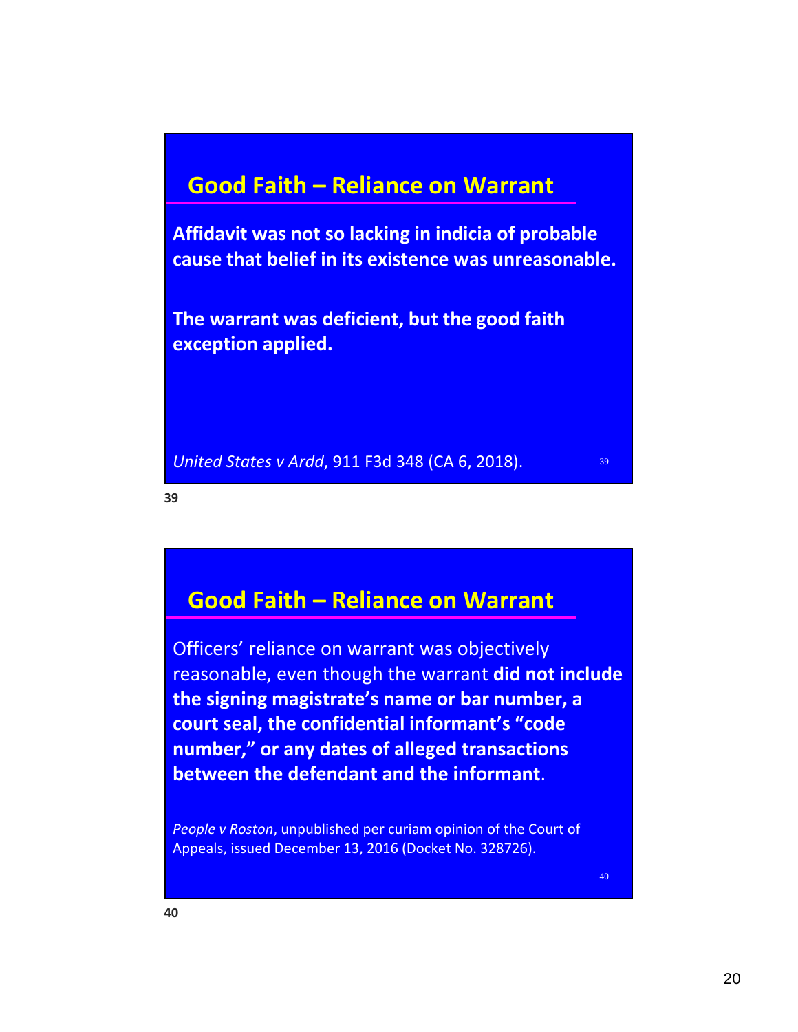## Good Faith – Reliance on Warrant

**Affidavit was not so lacking in indicia of probable cause that belief in its existence was unreasonable.**

**The warrant was deficient, but the good faith exception applied.**

*United States v Ardd*, 911 F3d 348 (CA 6, 2018).

## Good Faith – Reliance on Warrant

Officers' reliance on warrant was objectively reasonable, even though the warrant **did not include the signing magistrate's name or bar number, a court seal, the confidential informant's "code number," or any dates of alleged transactions between the defendant and the informant**.

*People v Roston*, unpublished per curiam opinion of the Court of Appeals, issued December 13, 2016 (Docket No. 328726).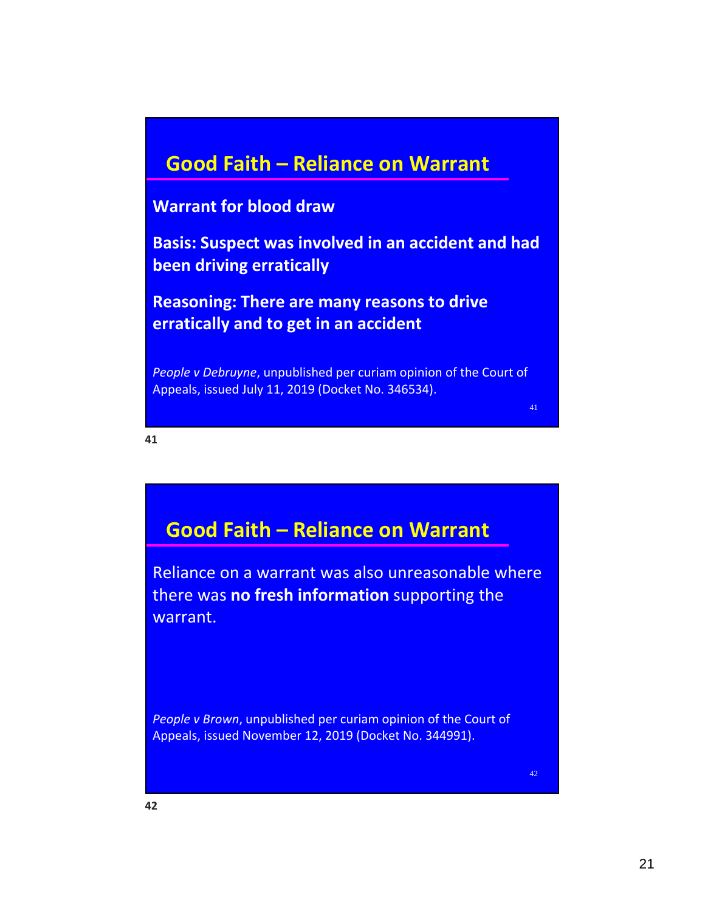## Good Faith – Reliance on Warrant

**Warrant for blood draw**

**Basis: Suspect was involved in an accident and had been driving erratically**

**Reasoning: There are many reasons to drive erratically and to get in an accident**

*People v Debruyne*, unpublished per curiam opinion of the Court of Appeals, issued July 11, 2019 (Docket No. 346534).

## Good Faith – Reliance on Warrant

Reliance on a warrant was also unreasonable where there was **no fresh information** supporting the warrant.

*People v Brown*, unpublished per curiam opinion of the Court of Appeals, issued November 12, 2019 (Docket No. 344991).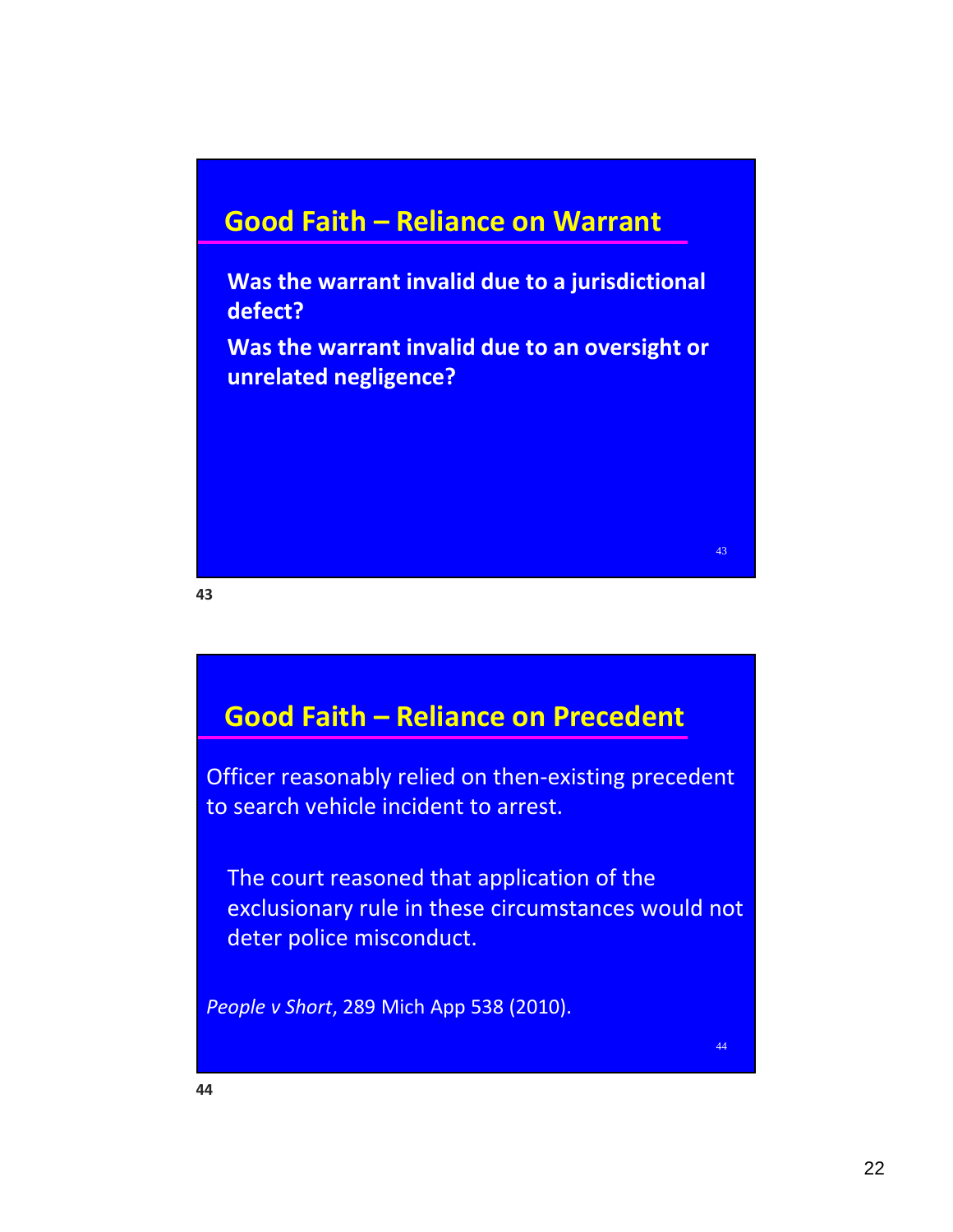## Good Faith – Reliance on Warrant

**Was the warrant invalid due to a jurisdictional defect?**

**Was the warrant invalid due to an oversight or unrelated negligence?**

## Good Faith – Reliance on Precedent

Officer reasonably relied on then-existing precedent to search vehicle incident to arrest.

The court reasoned that application of the exclusionary rule in these circumstances would not deter police misconduct.

*People v Short*, 289 Mich App 538 (2010).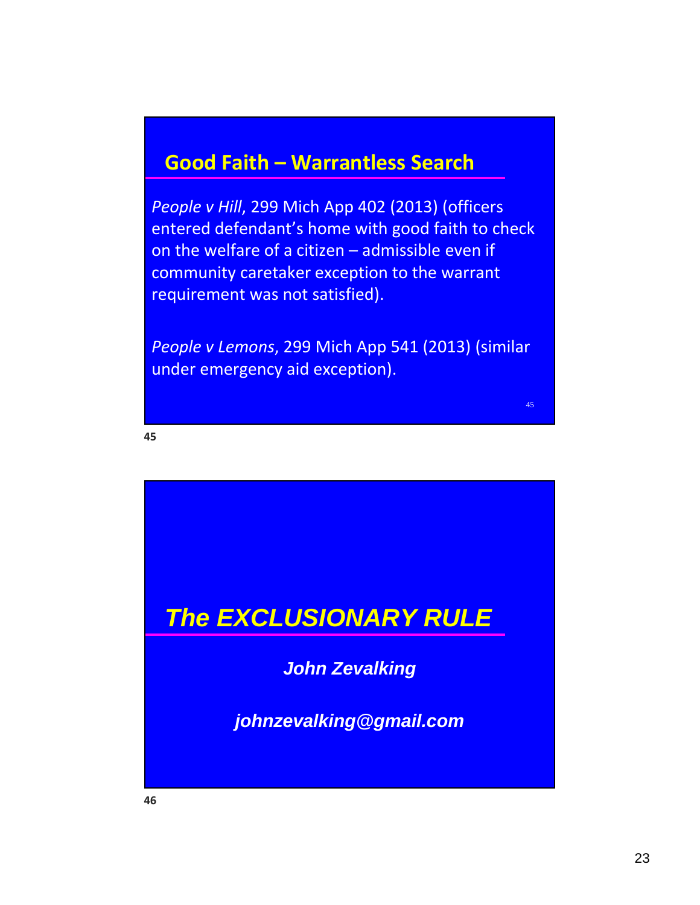## Good Faith – Warrantless Search

*People v Hill*, 299 Mich App 402 (2013) (officers entered defendant's home with good faith to check on the welfare of a citizen – admissible even if community caretaker exception to the warrant requirement was not satisfied).

*People v Lemons*, 299 Mich App 541 (2013) (similar under emergency aid exception).

# *The EXCLUSIONARY RULE*

***John Zevalking***

***johnzevalking@gmail.com***